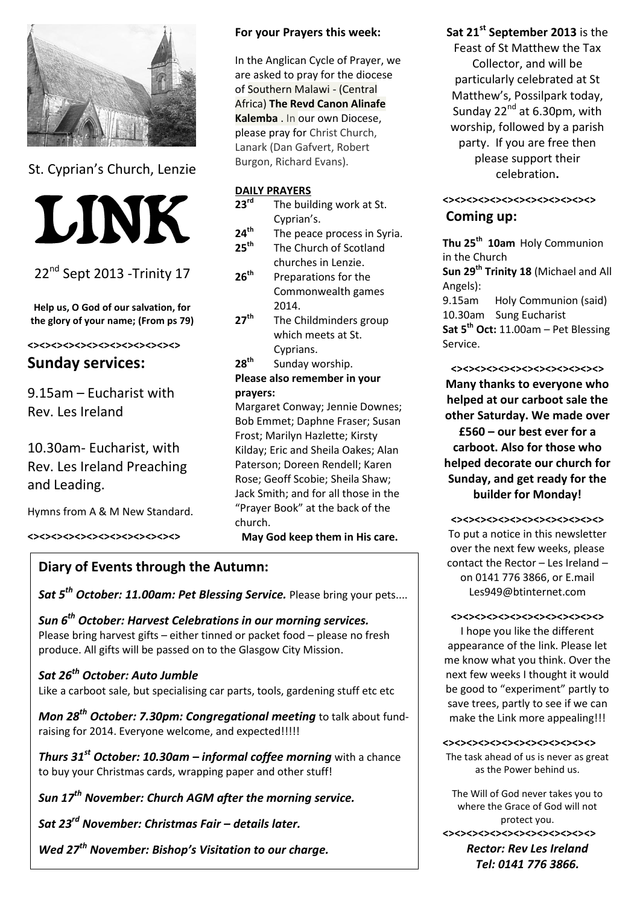St. Cyprian's Church, Lenzie

# LINK

22nd Sept 2013 -Trinity 17

**Help us, O God of our salvation, for the glory of your name; (From ps 79)**

<><><><><><><><><><><><><>

## Sunday services:

9.15am – Eucharist with Rev. Les Ireland

10.30am- Eucharist, with Rev. Les Ireland Preaching and Leading.

Hymns from A & M New Standard.

<><><><><><><><><><><><><>

**For your Prayers this week:**

In the Anglican Cycle of Prayer, we are asked to pray for the diocese of Southern Malawi - (Central Africa) **The Revd Canon Alinafe Kalemba** . In our own Diocese, please pray for Christ Church, Lanark (Dan Gafvert, Robert Burgon, Richard Evans).

**DAILY PRAYERS**

- **23rd** The building work at St. Cyprian's.
- **24th** The peace process in Syria.
- **25th** The Church of Scotland churches in Lenzie.
- **26th** Preparations for the Commonwealth games 2014.
- **27th** The Childminders group which meets at St. Cyprians.
- **28th** Sunday worship.

**Please also remember in your prayers:**

Margaret Conway; Jennie Downes; Bob Emmet; Daphne Fraser; Susan Frost; Marilyn Hazlette; Kirsty Kilday; Eric and Sheila Oakes; Alan Paterson; Doreen Rendell; Karen Rose; Geoff Scobie; Sheila Shaw; Jack Smith; and for all those in the "Prayer Book" at the back of the church.

**May God keep them in His care.**

**Sat 21st September 2013** is the Feast of St Matthew the Tax Collector, and will be particularly celebrated at St Matthew's, Possilpark today, Sunday 22nd at 6.30pm, with worship, followed by a parish party. If you are free then please support their celebration**.**

<><><><><><><><><><><><><>

## Coming up:

**Thu 25th 10am** Holy Communion in the Church

**Sun 29th Trinity 18** (Michael and All Angels):

9.15am Holy Communion (said)

10.30am Sung Eucharist

**Sat 5th Oct:** 11.00am – Pet Blessing Service.

<><><><><><><><><><><><><>

**Many thanks to everyone who helped at our carboot sale the other Saturday. We made over £560 – our best ever for a carboot. Also for those who helped decorate our church for Sunday, and get ready for the builder for Monday!**

<><><><><><><><><><><><><>

To put a notice in this newsletter over the next few weeks, please contact the Rector – Les Ireland – on 0141 776 3866, or E.mail Les949@btinternet.com

<><><><><><><><><><><><><>

I hope you like the different appearance of the link. Please let me know what you think. Over the next few weeks I thought it would be good to "experiment" partly to save trees, partly to see if we can make the Link more appealing!!!

<><><><><><><><><><><><><>

The task ahead of us is never as great as the Power behind us.

The Will of God never takes you to where the Grace of God will not protect you.

<><><><><><><><><><><><><>

***Rector: Rev Les Ireland***
***Tel: 0141 776 3866.***

## Diary of Events through the Autumn:

***Sat 5th October: 11.00am: Pet Blessing Service.*** Please bring your pets....

***Sun 6th October: Harvest Celebrations in our morning services.***
Please bring harvest gifts – either tinned or packet food – please no fresh produce. All gifts will be passed on to the Glasgow City Mission.

***Sat 26th October: Auto Jumble***
Like a carboot sale, but specialising car parts, tools, gardening stuff etc etc

***Mon 28th October: 7.30pm: Congregational meeting*** to talk about fund-raising for 2014. Everyone welcome, and expected!!!!!

***Thurs 31st October: 10.30am – informal coffee morning*** with a chance to buy your Christmas cards, wrapping paper and other stuff!

***Sun 17th November: Church AGM after the morning service.***

***Sat 23rd November: Christmas Fair – details later.***

***Wed 27th November: Bishop's Visitation to our charge.***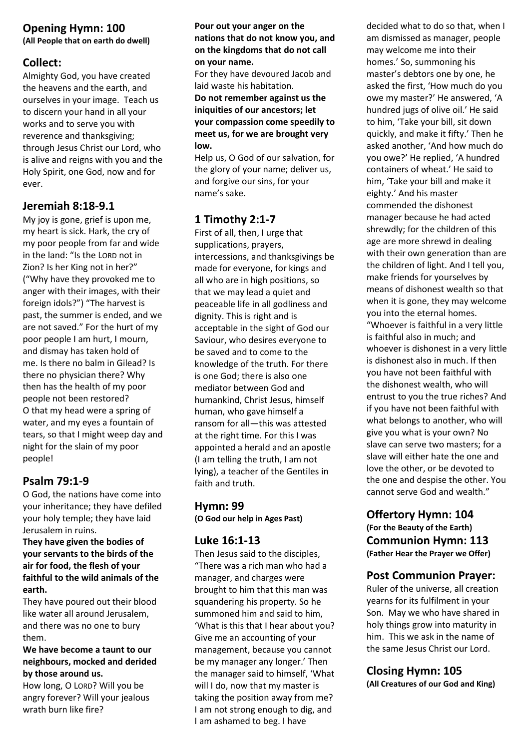## Opening Hymn: 100

**(All People that on earth do dwell)**

## Collect:

Almighty God, you have created the heavens and the earth, and ourselves in your image. Teach us to discern your hand in all your works and to serve you with reverence and thanksgiving; through Jesus Christ our Lord, who is alive and reigns with you and the Holy Spirit, one God, now and for ever.

## Jeremiah 8:18-9.1

My joy is gone, grief is upon me, my heart is sick. Hark, the cry of my poor people from far and wide in the land: "Is the LORD not in Zion? Is her King not in her?" ("Why have they provoked me to anger with their images, with their foreign idols?") "The harvest is past, the summer is ended, and we are not saved." For the hurt of my poor people I am hurt, I mourn, and dismay has taken hold of me. Is there no balm in Gilead? Is there no physician there? Why then has the health of my poor people not been restored? O that my head were a spring of water, and my eyes a fountain of tears, so that I might weep day and night for the slain of my poor people!

## Psalm 79:1-9

O God, the nations have come into your inheritance; they have defiled your holy temple; they have laid Jerusalem in ruins.

**They have given the bodies of your servants to the birds of the air for food, the flesh of your faithful to the wild animals of the earth.**

They have poured out their blood like water all around Jerusalem, and there was no one to bury them.

**We have become a taunt to our neighbours, mocked and derided by those around us.**

How long, O LORD? Will you be angry forever? Will your jealous wrath burn like fire?

**Pour out your anger on the nations that do not know you, and on the kingdoms that do not call on your name.**

For they have devoured Jacob and laid waste his habitation.

**Do not remember against us the iniquities of our ancestors; let your compassion come speedily to meet us, for we are brought very low.**

Help us, O God of our salvation, for the glory of your name; deliver us, and forgive our sins, for your name's sake.

## 1 Timothy 2:1-7

First of all, then, I urge that supplications, prayers, intercessions, and thanksgivings be made for everyone, for kings and all who are in high positions, so that we may lead a quiet and peaceable life in all godliness and dignity. This is right and is acceptable in the sight of God our Saviour, who desires everyone to be saved and to come to the knowledge of the truth. For there is one God; there is also one mediator between God and humankind, Christ Jesus, himself human, who gave himself a ransom for all—this was attested at the right time. For this I was appointed a herald and an apostle (I am telling the truth, I am not lying), a teacher of the Gentiles in faith and truth.

## Hymn: 99

**(O God our help in Ages Past)**

## Luke 16:1-13

Then Jesus said to the disciples, "There was a rich man who had a manager, and charges were brought to him that this man was squandering his property. So he summoned him and said to him, 'What is this that I hear about you? Give me an accounting of your management, because you cannot be my manager any longer.' Then the manager said to himself, 'What will I do, now that my master is taking the position away from me? I am not strong enough to dig, and I am ashamed to beg. I have decided what to do so that, when I am dismissed as manager, people may welcome me into their homes.' So, summoning his master's debtors one by one, he asked the first, 'How much do you owe my master?' He answered, 'A hundred jugs of olive oil.' He said to him, 'Take your bill, sit down quickly, and make it fifty.' Then he asked another, 'And how much do you owe?' He replied, 'A hundred containers of wheat.' He said to him, 'Take your bill and make it eighty.' And his master commended the dishonest manager because he had acted shrewdly; for the children of this age are more shrewd in dealing with their own generation than are the children of light. And I tell you, make friends for yourselves by means of dishonest wealth so that when it is gone, they may welcome you into the eternal homes. "Whoever is faithful in a very little is faithful also in much; and whoever is dishonest in a very little is dishonest also in much. If then you have not been faithful with the dishonest wealth, who will entrust to you the true riches? And if you have not been faithful with what belongs to another, who will give you what is your own? No slave can serve two masters; for a slave will either hate the one and love the other, or be devoted to the one and despise the other. You cannot serve God and wealth."

## Offertory Hymn: 104

**(For the Beauty of the Earth)**

## Communion Hymn: 113

**(Father Hear the Prayer we Offer)**

## Post Communion Prayer:

Ruler of the universe, all creation yearns for its fulfilment in your Son. May we who have shared in holy things grow into maturity in him. This we ask in the name of the same Jesus Christ our Lord.

## Closing Hymn: 105

**(All Creatures of our God and King)**